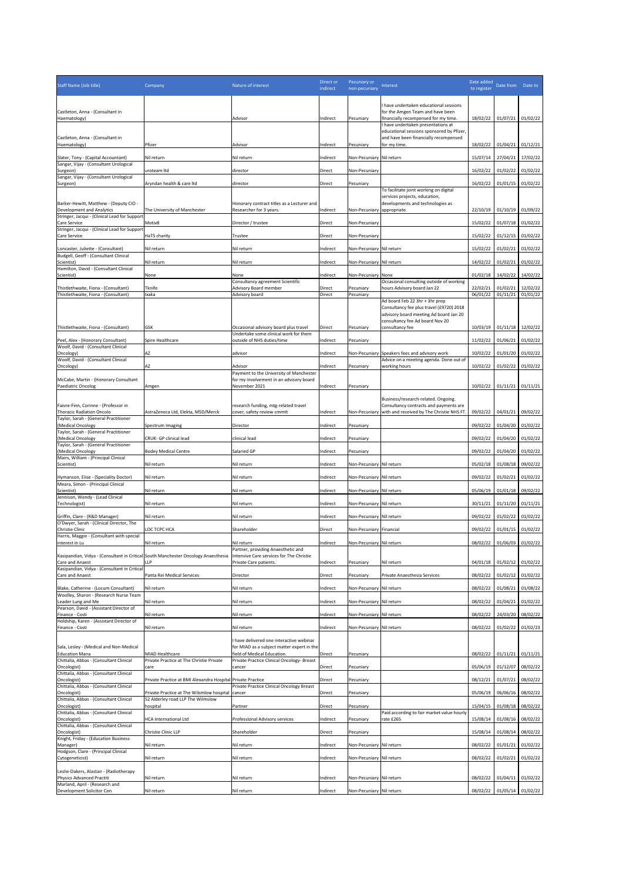| Staff Name (Job title) | Company | Nature of interest | Direct or indirect | Pecuniary or non-pecuniary | Interest | Date added to register | Date from | Date to |
|---|---|---|---|---|---|---|---|---|
| Castleton, Anna - (Consultant in Haematology) | | Advisor | Indirect | Pecuniary | I have undertaken educational sessions for the Amgen Team and have been financially recompensed for my time. | 18/02/22 | 01/07/21 | 01/02/22 |
| Castleton, Anna - (Consultant in Haematology) | Pfizer | Advisor | Indirect | Pecuniary | I have undertaken presentations at educational sessions sponsored by Pfizer, and have been financially recompensed for my time. | 18/02/22 | 01/04/21 | 01/12/21 |
| Slater, Tony - (Capital Accountant) | Nil return | Nil return | Indirect | Non-Pecuniary | Nil return | 15/07/14 | 27/04/21 | 17/02/22 |
| Sangar, Vijay - (Consultant Urological Surgeon) | uroteam ltd | director | Direct | Non-Pecuniary | | 16/02/22 | 01/02/22 | 01/02/22 |
| Sangar, Vijay - (Consultant Urological Surgeon) | Aryndan health & care ltd | director | Direct | Pecuniary | | 16/02/22 | 01/01/15 | 01/02/22 |
| Barker-Hewitt, Matthew - (Deputy CIO - Development and Analytics | The University of Manchester | Honorary contract titles as a Lecturer and Researcher for 3 years. | Indirect | Non-Pecuniary | To facilitate joint working on digital services projects, education, developments and technologies as appropriate. | 22/10/19 | 01/10/19 | 01/09/22 |
| Stringer, Jacqui - (Clinical Lead for Support Care Service | Motiv8 | Director / trustee | Direct | Non-Pecuniary | | 15/02/22 | 01/07/18 | 01/02/22 |
| Stringer, Jacqui - (Clinical Lead for Support Care Service | HaTS charity | Trustee | Direct | Non-Pecuniary | | 15/02/22 | 01/12/15 | 01/02/22 |
| Loncaster, Juliette - (Consultant) | Nil return | Nil return | Indirect | Non-Pecuniary | Nil return | 15/02/22 | 01/02/21 | 01/02/22 |
| Budgell, Geoff - (Consultant Clinical Scientist) | Nil return | Nil return | Indirect | Non-Pecuniary | Nil return | 14/02/22 | 01/02/21 | 01/02/22 |
| Hamilton, David - (Consultant Clinical Scientist) | None | None | Indirect | Non-Pecuniary | None | 01/02/18 | 14/02/22 | 14/02/22 |
| Thistlethwaite, Fiona - (Consultant) | Tknife | Consultancy agreement Scientific Advisory Board member | Direct | Pecuniary | Occasional consulting outside of working hours Advisory board Jan 22 | 22/02/21 | 01/02/21 | 12/02/22 |
| Thistlethwaite, Fiona - (Consultant) | Ixaka | Advisory board | Direct | Pecuniary | | 06/01/22 | 01/11/21 | 01/01/22 |
| Thistlethwaite, Fiona - (Consultant) | GSK | Occasional advisory board plus travel | Direct | Pecuniary | Ad board Feb 22 3hr + 3hr prep Consultancy fee plus travel (£9720) 2018 advisory board meeting Ad board Jan 20 consultancy fee Ad board Nov 20 consultancy fee | 10/03/19 | 01/11/18 | 12/02/22 |
| Peel, Alex - (Honorary Consultant) | Spire Healthcare | Undertake some clinical work for them outside of NHS duties/time | Indirect | Pecuniary | | 11/02/22 | 01/06/21 | 01/02/22 |
| Woolf, David - (Consultant Clinical Oncology) | AZ | advisor | Indirect | Non-Pecuniary | Speakers fees and advisory work | 10/02/22 | 01/01/20 | 01/02/22 |
| Woolf, David - (Consultant Clinical Oncology) | AZ | Advisor | Indirect | Pecuniary | Advice on a meeting agenda. Done out of working hours | 10/02/22 | 01/02/22 | 01/02/22 |
| McCabe, Martin - (Honorary Consultant Paediatric Oncolog | Amgen | Payment to the University of Manchester for my involvement in an advisory board November 2021 | Indirect | Pecuniary | | 10/02/22 | 01/11/21 | 01/11/21 |
| Faivre-Finn, Corinne - (Professor in Thoracic Radiation Oncolo | AstraZeneca Ltd, Elekta, MSD/Merck | research funding, mtg-related travel cover, safety review cmmtt | Indirect | Non-Pecuniary | Business/research-related. Ongoing. Consultancy contracts and payments are with and received by The Christie NHS FT. | 09/02/22 | 04/01/21 | 09/02/22 |
| Taylor, Sarah - (General Practitioner (Medical Oncology | Spectrum Imaging | Director | Indirect | Pecuniary | | 09/02/22 | 01/04/20 | 01/02/22 |
| Taylor, Sarah - (General Practitioner (Medical Oncology | CRUK- GP clinical lead | clinical lead | Indirect | Pecuniary | | 09/02/22 | 01/04/20 | 01/02/22 |
| Taylor, Sarah - (General Practitioner (Medical Oncology | Bodey Medical Centre | Salaried GP | Indirect | Pecuniary | | 09/02/22 | 01/04/20 | 01/02/22 |
| Mairs, William - (Principal Clinical Scientist) | Nil return | Nil return | Indirect | Non-Pecuniary | Nil return | 05/02/18 | 01/08/18 | 09/02/22 |
| Hymanson, Elise - (Speciality Doctor) | Nil return | Nil return | Indirect | Non-Pecuniary | Nil return | 09/02/22 | 01/02/21 | 01/02/22 |
| Meara, Simon - (Principal Clinical Scientist) | Nil return | Nil return | Indirect | Non-Pecuniary | Nil return | 05/06/19 | 01/01/18 | 09/02/22 |
| Jennison, Wendy - (Lead Clinical Technologist) | Nil return | Nil return | Indirect | Non-Pecuniary | Nil return | 30/11/21 | 01/11/20 | 01/11/21 |
| Griffin, Clare - (R&D Manager) | Nil return | Nil return | Indirect | Non-Pecuniary | Nil return | 09/02/22 | 01/02/22 | 01/02/22 |
| O'Dwyer, Sarah - (Clinical Director, The Christie Clinic | LOC TCPC HCA | Shareholder | Direct | Non-Pecuniary | Financial | 09/02/22 | 01/01/15 | 01/02/22 |
| Harris, Maggie - (Consultant with special interest in Lu | Nil return | Nil return | Indirect | Non-Pecuniary | Nil return | 08/02/22 | 01/06/03 | 01/02/22 |
| Kasipandian, Vidya - (Consultant in Critical Care and Anaest | South Manchester Oncology Anaesthesia LLP | Partner, providing Anaesthetic and Intensive Care services for The Christie Private Care patients. | Indirect | Pecuniary | Nil return | 04/01/18 | 01/02/12 | 01/02/22 |
| Kasipandian, Vidya - (Consultant in Critical Care and Anaest | Panta Rei Medical Services | Director | Direct | Pecuniary | Private Anaesthesia Services | 08/02/22 | 01/02/12 | 01/02/22 |
| Blake, Catherine - (Locum Consultant) | Nil return | Nil return | Indirect | Non-Pecuniary | Nil return | 08/02/22 | 01/08/21 | 01/08/22 |
| Woolley, Sharon - (Research Nurse Team Leader Lung and Me | Nil return | Nil return | Indirect | Non-Pecuniary | Nil return | 08/02/22 | 01/04/21 | 01/02/22 |
| Pearson, David - (Assistant Director of Finance - Costi | Nil return | Nil return | Indirect | Non-Pecuniary | Nil return | 08/02/22 | 24/03/20 | 08/02/22 |
| Holdship, Karen - (Assistant Director of Finance - Costi | Nil return | Nil return | Indirect | Non-Pecuniary | Nil return | 08/02/22 | 01/02/22 | 01/02/23 |
| Sala, Lesley - (Medical and Non-Medical Education Mana | MIAD Healthcare | I have delivered one interactive webinar for MIAD as a subject matter expert in the field of Medical Education. | Direct | Pecuniary | | 08/02/22 | 01/11/21 | 01/11/21 |
| Chittalia, Abbas - (Consultant Clinical Oncologist) | Private Practice at The Christie Private care | Private Practice Clinical Oncology- Breast cancer | Direct | Pecuniary | | 05/06/19 | 01/12/07 | 08/02/22 |
| Chittalia, Abbas - (Consultant Clinical Oncologist) | Private Practice at BMI Alexandra Hospital | Private Practice | Direct | Pecuniary | | 08/12/21 | 01/07/21 | 08/02/22 |
| Chittalia, Abbas - (Consultant Clinical Oncologist) | Private Practice at The Wilsmlow hospital | Private Practice Clinical Oncology Breast cancer | Direct | Pecuniary | | 05/06/19 | 06/06/16 | 08/02/22 |
| Chittalia, Abbas - (Consultant Clinical Oncologist) | 52 Alderley road LLP The Wilmslow hospital | Partner | Direct | Pecuniary | | 15/04/15 | 01/08/18 | 08/02/22 |
| Chittalia, Abbas - (Consultant Clinical Oncologist) | HCA International Ltd | Professional Advisory services | Indirect | Pecuniary | Paid according to fair market value hourly rate £265 | 15/08/14 | 01/08/16 | 08/02/22 |
| Chittalia, Abbas - (Consultant Clinical Oncologist) | Christie Clinic LLP | Shareholder | Direct | Pecuniary | | 15/08/14 | 01/08/14 | 08/02/22 |
| Knight, Friday - (Education Business Manager) | Nil return | Nil return | Indirect | Non-Pecuniary | Nil return | 08/02/22 | 01/01/21 | 01/02/22 |
| Hodgson, Clare - (Principal Clinical Cytogeneticist) | Nil return | Nil return | Indirect | Non-Pecuniary | Nil return | 08/02/22 | 01/02/21 | 01/02/22 |
| Leslie-Dakers, Alastair - (Radiotherapy Physics Advanced Practiti | Nil return | Nil return | Indirect | Non-Pecuniary | Nil return | 08/02/22 | 01/04/11 | 01/02/22 |
| Marland, April - (Research and Development Solicitor Con | Nil return | Nil return | Indirect | Non-Pecuniary | Nil return | 08/02/22 | 01/05/14 | 01/02/22 |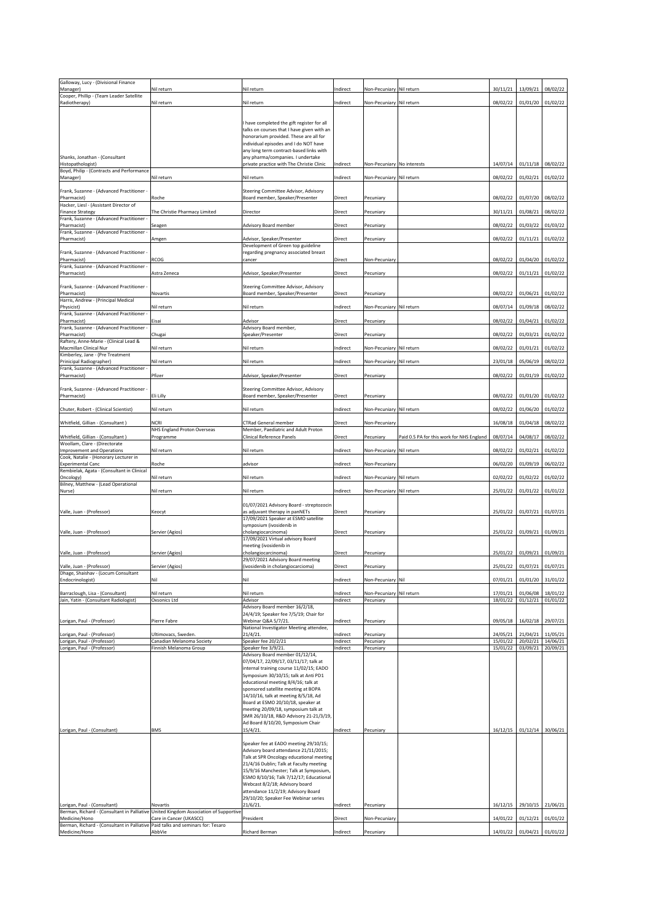| | | | | | | | | |
|---|---|---|---|---|---|---|---|---|
| Galloway, Lucy - (Divisional Finance Manager) | Nil return | Nil return | Indirect | Non-Pecuniary | Nil return | 30/11/21 | 13/09/21 | 08/02/22 |
| Cooper, Phillip - (Team Leader Satellite Radiotherapy) | Nil return | Nil return | Indirect | Non-Pecuniary | Nil return | 08/02/22 | 01/01/20 | 01/02/22 |
| Shanks, Jonathan - (Consultant Histopathologist) | | I have completed the gift register for all talks on courses that I have given with an honorarium provided. These are all for individual episodes and I do NOT have any long term contract-based links with any pharma/companies. I undertake private practice with The Christie Clinic | Indirect | Non-Pecuniary | No interests | 14/07/14 | 01/11/18 | 08/02/22 |
| Boyd, Philip - (Contracts and Performance Manager) | Nil return | Nil return | Indirect | Non-Pecuniary | Nil return | 08/02/22 | 01/02/21 | 01/02/22 |
| Frank, Suzanne - (Advanced Practitioner - Pharmacist) | Roche | Steering Committee Advisor, Advisory Board member, Speaker/Presenter | Direct | Pecuniary | | 08/02/22 | 01/07/20 | 08/02/22 |
| Hacker, Liesl - (Assistant Director of Finance Strategy | The Christie Pharmacy Limited | Director | Direct | Pecuniary | | 30/11/21 | 01/08/21 | 08/02/22 |
| Frank, Suzanne - (Advanced Practitioner - Pharmacist) | Seagen | Advisory Board member | Direct | Pecuniary | | 08/02/22 | 01/03/22 | 01/03/22 |
| Frank, Suzanne - (Advanced Practitioner - Pharmacist) | Amgen | Advisor, Speaker/Presenter | Direct | Pecuniary | | 08/02/22 | 01/11/21 | 01/02/22 |
| Frank, Suzanne - (Advanced Practitioner - Pharmacist) | RCOG | Development of Green top guideline regarding pregnancy associated breast cancer | Direct | Non-Pecuniary | | 08/02/22 | 01/04/20 | 01/02/22 |
| Frank, Suzanne - (Advanced Practitioner - Pharmacist) | Astra Zeneca | Advisor, Speaker/Presenter | Direct | Pecuniary | | 08/02/22 | 01/11/21 | 01/02/22 |
| Frank, Suzanne - (Advanced Practitioner - Pharmacist) | Novartis | Steering Committee Advisor, Advisory Board member, Speaker/Presenter | Direct | Pecuniary | | 08/02/22 | 01/06/21 | 01/02/22 |
| Harris, Andrew - (Principal Medical Physicist) | Nil return | Nil return | Indirect | Non-Pecuniary | Nil return | 08/07/14 | 01/09/18 | 08/02/22 |
| Frank, Suzanne - (Advanced Practitioner - Pharmacist) | Eisai | Advisor | Direct | Pecuniary | | 08/02/22 | 01/04/21 | 01/02/22 |
| Frank, Suzanne - (Advanced Practitioner - Pharmacist) | Chugai | Advisory Board member, Speaker/Presenter | Direct | Pecuniary | | 08/02/22 | 01/03/21 | 01/02/22 |
| Raftery, Anne-Marie - (Clinical Lead & Macmillan Clinical Nur | Nil return | Nil return | Indirect | Non-Pecuniary | Nil return | 08/02/22 | 01/01/21 | 01/02/22 |
| Kimberley, Jane - (Pre Treatment Prinicipal Radiographer) | Nil return | Nil return | Indirect | Non-Pecuniary | Nil return | 23/01/18 | 05/06/19 | 08/02/22 |
| Frank, Suzanne - (Advanced Practitioner - Pharmacist) | Pfizer | Advisor, Speaker/Presenter | Direct | Pecuniary | | 08/02/22 | 01/01/19 | 01/02/22 |
| Frank, Suzanne - (Advanced Practitioner - Pharmacist) | Eli Lilly | Steering Committee Advisor, Advisory Board member, Speaker/Presenter | Direct | Pecuniary | | 08/02/22 | 01/01/20 | 01/02/22 |
| Chuter, Robert - (Clinical Scientist) | Nil return | Nil return | Indirect | Non-Pecuniary | Nil return | 08/02/22 | 01/06/20 | 01/02/22 |
| Whitfield, Gillian - (Consultant ) | NCRI | CTRad General member | Direct | Non-Pecuniary | | 16/08/18 | 01/04/18 | 08/02/22 |
| Whitfield, Gillian - (Consultant ) | NHS England Proton Overseas Programme | Member, Paediatric and Adult Proton Clinical Reference Panels | Direct | Pecuniary | Paid 0.5 PA for this work for NHS England | 08/07/14 | 04/08/17 | 08/02/22 |
| Woollam, Clare - (Directorate Improvement and Operations | Nil return | Nil return | Indirect | Non-Pecuniary | Nil return | 08/02/22 | 01/02/21 | 01/02/22 |
| Cook, Natalie - (Honorary Lecturer in Experimental Canc | Roche | advisor | Indirect | Non-Pecuniary | | 06/02/20 | 01/09/19 | 06/02/22 |
| Rembielak, Agata - (Consultant in Clinical Oncology) | Nil return | Nil return | Indirect | Non-Pecuniary | Nil return | 02/02/22 | 01/02/22 | 01/02/22 |
| Bilney, Matthew - (Lead Operational Nurse) | Nil return | Nil return | Indirect | Non-Pecuniary | Nil return | 25/01/22 | 01/01/22 | 01/01/22 |
| Valle, Juan - (Professor) | Keocyt | 01/07/2021 Advisory Board - streptozocin as adjuvant therapy in panNETs | Direct | Pecuniary | | 25/01/22 | 01/07/21 | 01/07/21 |
| Valle, Juan - (Professor) | Servier (Agios) | 17/09/2021 Speaker at ESMO satellite symposium (ivosidenib in cholangiocarcinoma) | Direct | Pecuniary | | 25/01/22 | 01/09/21 | 01/09/21 |
| Valle, Juan - (Professor) | Servier (Agios) | 17/09/2021 Virtual advisory Board meeting (ivosidenib in cholangiocarcinoma) | Direct | Pecuniary | | 25/01/22 | 01/09/21 | 01/09/21 |
| Valle, Juan - (Professor) | Servier (Agios) | 29/07/2021 Advisory Board meeting (ivosidenib in cholangiocarcioma) | Direct | Pecuniary | | 25/01/22 | 01/07/21 | 01/07/21 |
| Dhage, Shaishav - (Locum Consultant Endocrinologist) | Nil | Nil | Indirect | Non-Pecuniary | Nil | 07/01/21 | 01/01/20 | 31/01/22 |
| Barraclough, Lisa - (Consultant) | Nil return | Nil return | Indirect | Non-Pecuniary | Nil return | 17/01/21 | 01/06/08 | 18/01/22 |
| Jain, Yatin - (Consultant Radiologist) | Oxsonics Ltd | Advisor | Indirect | Pecuniary | | 18/01/22 | 01/12/21 | 01/01/22 |
| Lorigan, Paul - (Professor) | Pierre Fabre | Advisory Board member 16/2/18, 24/4/19; Speaker fee 7/5/19; Chair for Webinar Q&A 5/7/21. | Indirect | Pecuniary | | 09/05/18 | 16/02/18 | 29/07/21 |
| Lorigan, Paul - (Professor) | Ultimovacs, Sweden. | National Investigator Meeting attendee, 21/4/21. | Indirect | Pecuniary | | 24/05/21 | 21/04/21 | 11/05/21 |
| Lorigan, Paul - (Professor) | Canadian Melanoma Society | Speaker fee 20/2/21 | Indirect | Pecuniary | | 15/01/22 | 20/02/21 | 14/06/21 |
| Lorigan, Paul - (Professor) | Finnish Melanoma Group | Speaker fee 3/9/21. | Indirect | Pecuniary | | 15/01/22 | 03/09/21 | 20/09/21 |
| Lorigan, Paul - (Consultant) | BMS | Advisory Board member 01/12/14, 07/04/17, 22/09/17, 03/11/17; talk at internal training course 11/02/15; EADO Symposium 30/10/15; talk at Anti PD1 educational meeting 8/4/16; talk at sponsored satellite meeting at BOPA 14/10/16, talk at meeting 8/5/18, Ad Board at ESMO 20/10/18, speaker at meeting 20/09/18, symposium talk at SMR 26/10/18, R&D Advisory 21-21/3/19, Ad Board 8/10/20, Symposium Chair 15/4/21. | Indirect | Pecuniary | | 16/12/15 | 01/12/14 | 30/06/21 |
| Lorigan, Paul - (Consultant) | Novartis | Speaker fee at EADO meeting 29/10/15; Advisory board attendance 21/11/2015; Talk at SPR Oncology educational meeting 21/4/16 Dublin; Talk at Faculty meeting 15/9/16 Manchester; Talk at Symposium, ESMO 8/10/16; Talk 7/12/17; Educational Webcast 8/2/18; Advisory board attendance 11/2/19; Advisory Board 29/10/20; Speaker Fee Webinar series 21/6/21. | Indirect | Pecuniary | | 16/12/15 | 29/10/15 | 21/06/21 |
| Berman, Richard - (Consultant in Palliative Medicine/Hono | United Kingdom Association of Supportive Care in Cancer (UKASCC) | President | Direct | Non-Pecuniary | | 14/01/22 | 01/12/21 | 01/01/22 |
| Berman, Richard - (Consultant in Palliative Medicine/Hono | Paid talks and seminars for: Tesaro AbbVie | Richard Berman | Indirect | Pecuniary | | 14/01/22 | 01/04/21 | 01/01/22 |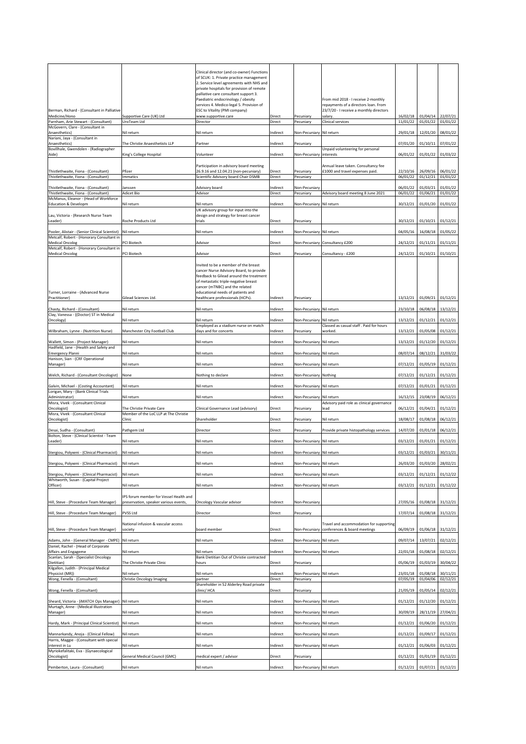| | | | | | | | | |
|---|---|---|---|---|---|---|---|---|
| Berman, Richard - (Consultant in Palliative Medicine/Hono | Supportive Care (UK) Ltd | Clinical director (and co-owner) Functions of SCUK: 1. Private practice management 2. Service level agreements with NHS and private hospitals for provision of remote palliative care consultant support 3. Paediatric endocrinology / obesity services 4. Medico-legal 5. Provision of ESC to Vitality (PMI company) www.supportive.care | Direct | Pecuniary | From mid 2018 - I receive 2-monthly repayments of a directors loan. From 23/7/20 - I receive a monthly directors salary. | 16/02/18 | 01/04/14 | 22/07/21 |
| Parnham, Arie Stewart - (Consultant) | UroTeam Ltd | Director | Direct | Pecuniary | Clinical services | 11/01/22 | 01/01/22 | 01/01/22 |
| McGovern, Clare - (Consultant in Anaesthetics) | Nil return | Nil return | Indirect | Non-Pecuniary | Nil return | 29/01/18 | 12/01/20 | 08/01/22 |
| Nariani, Jaya - (Consultant in Anaesthetics) | The Christie Anaesthetists LLP | Partner | Indirect | Pecuniary | | 07/01/20 | 01/10/11 | 07/01/22 |
| Bovillhale, Gwendolen - (Radiographer Aide) | King's College Hospital | Volunteer | Indirect | Non-Pecuniary | Unpaid volunteering for personal interests | 06/01/22 | 01/01/22 | 01/03/22 |
| Thistlethwaite, Fiona - (Consultant) | Pfizer | Participation in advisory board meeting 26.9.16 and 12.04.21 (non-pecuniary) | Direct | Pecuniary | Annual leave taken. Consultancy fee £1000 and travel expenses paid. | 22/10/16 | 26/09/16 | 06/01/22 |
| Thistlethwaite, Fiona - (Consultant) | Immatics | Scientific Advisory board Chair DSMB | Direct | Pecuniary | | 06/01/22 | 01/12/21 | 01/01/22 |
| Thistlethwaite, Fiona - (Consultant) | Janssen | Advisory board | Indirect | Non-Pecuniary | | 06/01/22 | 01/03/21 | 01/01/22 |
| Thistlethwaite, Fiona - (Consultant) | Adicet Bio | Advisor | Direct | Pecuniary | Advisory board meeting 8 June 2021 | 06/01/22 | 01/06/21 | 01/01/22 |
| McManus, Eleanor - (Head of Workforce Education & Developm | Nil return | Nil return | Indirect | Non-Pecuniary | Nil return | 30/12/21 | 01/01/20 | 01/01/22 |
| Lau, Victoria - (Research Nurse Team Leader) | Roche Products Ltd | UK advisory group for input into the design and strategy for breast cancer trials | Direct | Pecuniary | | 30/12/21 | 01/10/21 | 01/12/21 |
| Pooler, Alistair - (Senior Clinical Scientist) | Nil return | Nil return | Indirect | Non-Pecuniary | Nil return | 04/05/16 | 16/08/18 | 01/05/22 |
| Metcalf, Robert - (Honorary Consultant in Medical Oncolog | PCI Biotech | Advisor | Direct | Non-Pecuniary | Consultancy £200 | 24/12/21 | 01/11/21 | 01/11/21 |
| Metcalf, Robert - (Honorary Consultant in Medical Oncolog | PCI Biotech | Advisor | Direct | Pecuniary | Consultancy - £200 | 24/12/21 | 01/10/21 | 01/10/21 |
| Turner, Lorraine - (Advanced Nurse Practitioner) | Gilead Sciences Ltd. | Invited to be a member of the breast cancer Nurse Advisory Board, to provide feedback to Gilead around the treatment of metastatic triple-negative breast cancer (mTNBC) and the related educational needs of patients and healthcare professionals (HCPs). | Indirect | Pecuniary | | 13/12/21 | 01/09/21 | 01/12/21 |
| Chasty, Richard - (Consultant) | Nil return | Nil return | Indirect | Non-Pecuniary | Nil return | 23/10/18 | 06/08/18 | 13/12/21 |
| Clay, Vanessa - ((Doctor) ST in Medical Oncology) | Nil return | Nil return | Indirect | Non-Pecuniary | Nil return | 13/12/21 | 01/12/21 | 01/12/21 |
| Wilbraham, Lynne - (Nutrition Nurse) | Manchester City Football Club | Employed as a stadium nurse on match days and for concerts | Indirect | Pecuniary | Classed as casual staff . Paid for hours worked. | 13/12/21 | 01/05/08 | 01/12/21 |
| Wallett, Simon - (Project Manager) | Nil return | Nil return | Indirect | Non-Pecuniary | Nil return | 13/12/21 | 01/12/20 | 01/12/21 |
| Hadfield, Jane - (Health and Safety and Emergency Planni | Nil return | Nil return | Indirect | Non-Pecuniary | Nil return | 08/07/14 | 08/12/21 | 31/03/22 |
| Hanison, Sian - (CRF Operational Manager) | Nil return | Nil return | Indirect | Non-Pecuniary | Nil return | 07/12/21 | 01/05/19 | 01/12/21 |
| Welch, Richard - (Consultant Oncologist) | None | Nothing to declare | Indirect | Non-Pecuniary | Nothing | 07/12/21 | 01/12/21 | 01/12/21 |
| Galvin, Michael - (Costing Accountant) | Nil return | Nil return | Indirect | Non-Pecuniary | Nil return | 07/12/21 | 01/01/21 | 01/12/21 |
| Lorigan, Mary - (Bank Clinical Trials Administrator) | Nil return | Nil return | Indirect | Non-Pecuniary | Nil return | 16/12/15 | 23/08/19 | 06/12/21 |
| Misra, Vivek - (Consultant Clinical Oncologist) | The Christie Private Care | Clinical Governance Lead (advisory) | Direct | Pecuniary | Advisory paid role as clinical governance lead | 06/12/21 | 01/04/21 | 01/12/21 |
| Misra, Vivek - (Consultant Clinical Oncologist) | Member of the LoC LLP at The Christie Clinic | Shareholder | Direct | Pecuniary | Nil return | 18/08/17 | 01/08/18 | 06/12/21 |
| Desai, Sudha - (Consultant) | Pathgem Ltd | Director | Direct | Pecuniary | Provide private histopathology services | 14/07/20 | 01/01/18 | 06/12/21 |
| Bolton, Steve - (Clinical Scientist - Team Leader) | Nil return | Nil return | Indirect | Non-Pecuniary | Nil return | 03/12/21 | 01/01/21 | 01/12/21 |
| Stergiou, Polyxeni - (Clinical Pharmacist) | Nil return | Nil return | Indirect | Non-Pecuniary | Nil return | 03/12/21 | 01/03/21 | 30/11/21 |
| Stergiou, Polyxeni - (Clinical Pharmacist) | Nil return | Nil return | Indirect | Non-Pecuniary | Nil return | 26/03/20 | 01/03/20 | 28/02/21 |
| Stergiou, Polyxeni - (Clinical Pharmacist) | Nil return | Nil return | Indirect | Non-Pecuniary | Nil return | 03/12/21 | 01/12/21 | 01/12/22 |
| Whitworth, Susan - (Capital Project Officer) | Nil return | Nil return | Indirect | Non-Pecuniary | Nil return | 03/12/21 | 01/12/21 | 01/12/22 |
| Hill, Steve - (Procedure Team Manager) | IPS forum member for Vessel Health and preservation, speaker various events, | Oncology Vascular advisor | Indirect | Non-Pecuniary | | 27/05/16 | 01/08/18 | 31/12/21 |
| Hill, Steve - (Procedure Team Manager) | PVSS Ltd | Director | Direct | Pecuniary | | 17/07/14 | 01/08/18 | 31/12/21 |
| Hill, Steve - (Procedure Team Manager) | National infusion & vascular access society | board member | Direct | Non-Pecuniary | Travel and accommodation for supporting conferences & board meetings | 06/09/19 | 01/06/18 | 31/12/21 |
| Adams, John - (General Manager - CMPE) | Nil return | Nil return | Indirect | Non-Pecuniary | Nil return | 09/07/14 | 13/07/21 | 02/12/21 |
| Daniel, Rachel - (Head of Corporate Affairs and Engageme | Nil return | Nil return | Indirect | Non-Pecuniary | Nil return | 22/01/18 | 01/08/18 | 02/12/21 |
| Scanlan, Sarah - (Specialist Oncology Dietitian) | The Christie Private Clinic | Bank Dietitian Out of Christie contracted hours | Direct | Pecuniary | | 05/06/19 | 01/03/19 | 30/04/22 |
| Kilgallon, Judith - (Principal Medical Physicist (MR)) | Nil return | Nil return | Indirect | Non-Pecuniary | Nil return | 23/01/18 | 01/08/18 | 30/11/21 |
| Wong, Fenella - (Consultant) | Christie Oncology Imaging | partner | Direct | Pecuniary | | 07/05/19 | 01/04/06 | 02/12/21 |
| Wong, Fenella - (Consultant) | | Shareholder in 52 Alderley Road private clinic/ HCA | Direct | Pecuniary | | 21/05/19 | 01/05/14 | 02/12/21 |
| Sheard, Victoria - (iMATCH Ops Manager) | Nil return | Nil return | Indirect | Non-Pecuniary | Nil return | 01/12/21 | 01/12/20 | 01/12/21 |
| Murtagh, Anne - (Medical Illustration Manager) | Nil return | Nil return | Indirect | Non-Pecuniary | Nil return | 30/09/19 | 28/11/19 | 27/04/21 |
| Hardy, Mark - (Principal Clinical Scientist) | Nil return | Nil return | Indirect | Non-Pecuniary | Nil return | 01/12/21 | 01/06/20 | 01/12/21 |
| Mannarkandy, Anoja - (Clinical Fellow) | Nil return | Nil return | Indirect | Non-Pecuniary | Nil return | 01/12/21 | 01/09/17 | 01/12/21 |
| Harris, Maggie - (Consultant with special interest in Lu | Nil return | Nil return | Indirect | Non-Pecuniary | Nil return | 01/12/21 | 01/06/03 | 01/12/21 |
| Myriokefalitaki, Eva - (Gynaecological Oncologist) | General Medical Council (GMC) | medical expert / advisor | Direct | Pecuniary | | 01/12/21 | 01/01/19 | 01/12/21 |
| Pemberton, Laura - (Consultant) | Nil return | Nil return | Indirect | Non-Pecuniary | Nil return | 01/12/21 | 01/07/21 | 01/12/21 |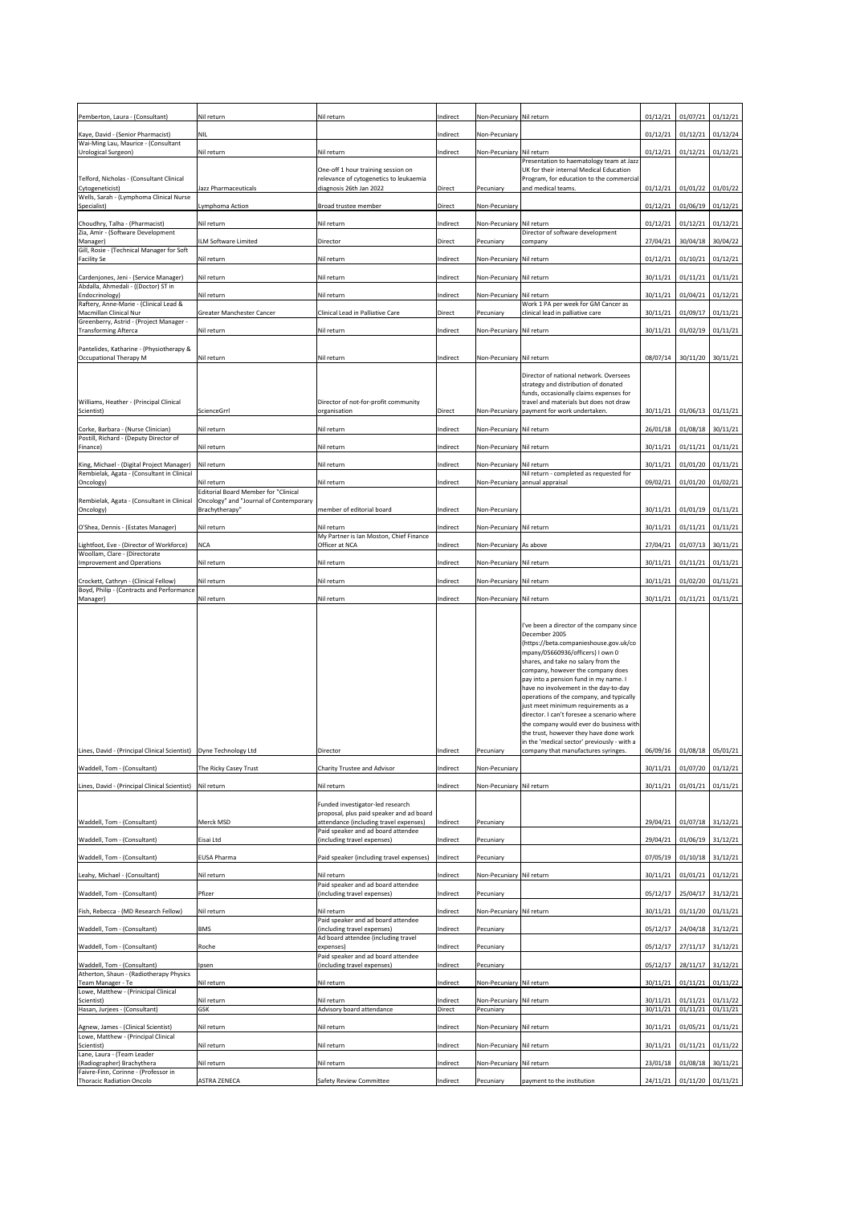| | | | | | | | | |
|---|---|---|---|---|---|---|---|---|
| Pemberton, Laura - (Consultant) | Nil return | Nil return | Indirect | Non-Pecuniary | Nil return | 01/12/21 | 01/07/21 | 01/12/21 |
| Kaye, David - (Senior Pharmacist) | NIL | | Indirect | Non-Pecuniary | | 01/12/21 | 01/12/21 | 01/12/24 |
| Wai-Ming Lau, Maurice - (Consultant Urological Surgeon) | Nil return | Nil return | Indirect | Non-Pecuniary | Nil return | 01/12/21 | 01/12/21 | 01/12/21 |
| Telford, Nicholas - (Consultant Clinical Cytogeneticist) | Jazz Pharmaceuticals | One-off 1 hour training session on relevance of cytogenetics to leukaemia diagnosis 26th Jan 2022 | Direct | Pecuniary | Presentation to haematology team at Jazz UK for their internal Medical Education Program, for education to the commercial and medical teams. | 01/12/21 | 01/01/22 | 01/01/22 |
| Wells, Sarah - (Lymphoma Clinical Nurse Specialist) | Lymphoma Action | Broad trustee member | Direct | Non-Pecuniary | | 01/12/21 | 01/06/19 | 01/12/21 |
| Choudhry, Talha - (Pharmacist) | Nil return | Nil return | Indirect | Non-Pecuniary | Nil return | 01/12/21 | 01/12/21 | 01/12/21 |
| Zia, Amir - (Software Development Manager) | ILM Software Limited | Director | Direct | Pecuniary | Director of software development company | 27/04/21 | 30/04/18 | 30/04/22 |
| Gill, Rosie - (Technical Manager for Soft Facility Se | Nil return | Nil return | Indirect | Non-Pecuniary | Nil return | 01/12/21 | 01/10/21 | 01/12/21 |
| Cardenjones, Jeni - (Service Manager) | Nil return | Nil return | Indirect | Non-Pecuniary | Nil return | 30/11/21 | 01/11/21 | 01/11/21 |
| Abdalla, Ahmedali - ((Doctor) ST in Endocrinology) | Nil return | Nil return | Indirect | Non-Pecuniary | Nil return | 30/11/21 | 01/04/21 | 01/12/21 |
| Raftery, Anne-Marie - (Clinical Lead & Macmillan Clinical Nur | Greater Manchester Cancer | Clinical Lead in Palliative Care | Direct | Pecuniary | Work 1 PA per week for GM Cancer as clinical lead in palliative care | 30/11/21 | 01/09/17 | 01/11/21 |
| Greenberry, Astrid - (Project Manager - Transforming Afterca | Nil return | Nil return | Indirect | Non-Pecuniary | Nil return | 30/11/21 | 01/02/19 | 01/11/21 |
| Pantelides, Katharine - (Physiotherapy & Occupational Therapy M | Nil return | Nil return | Indirect | Non-Pecuniary | Nil return | 08/07/14 | 30/11/20 | 30/11/21 |
| Williams, Heather - (Principal Clinical Scientist) | ScienceGrrl | Director of not-for-profit community organisation | Direct | Non-Pecuniary | Director of national network. Oversees strategy and distribution of donated funds, occasionally claims expenses for travel and materials but does not draw payment for work undertaken. | 30/11/21 | 01/06/13 | 01/11/21 |
| Corke, Barbara - (Nurse Clinician) | Nil return | Nil return | Indirect | Non-Pecuniary | Nil return | 26/01/18 | 01/08/18 | 30/11/21 |
| Postill, Richard - (Deputy Director of Finance) | Nil return | Nil return | Indirect | Non-Pecuniary | Nil return | 30/11/21 | 01/11/21 | 01/11/21 |
| King, Michael - (Digital Project Manager) | Nil return | Nil return | Indirect | Non-Pecuniary | Nil return | 30/11/21 | 01/01/20 | 01/11/21 |
| Rembielak, Agata - (Consultant in Clinical Oncology) | Nil return | Nil return | Indirect | Non-Pecuniary | Nil return - completed as requested for annual appraisal | 09/02/21 | 01/01/20 | 01/02/21 |
| Rembielak, Agata - (Consultant in Clinical Oncology) | Editorial Board Member for "Clinical Oncology" and "Journal of Contemporary Brachytherapy" | member of editorial board | Indirect | Non-Pecuniary | | 30/11/21 | 01/01/19 | 01/11/21 |
| O'Shea, Dennis - (Estates Manager) | Nil return | Nil return | Indirect | Non-Pecuniary | Nil return | 30/11/21 | 01/11/21 | 01/11/21 |
| Lightfoot, Eve - (Director of Workforce) | NCA | My Partner is Ian Moston, Chief Finance Officer at NCA | Indirect | Non-Pecuniary | As above | 27/04/21 | 01/07/13 | 30/11/21 |
| Woollam, Clare - (Directorate Improvement and Operations | Nil return | Nil return | Indirect | Non-Pecuniary | Nil return | 30/11/21 | 01/11/21 | 01/11/21 |
| Crockett, Cathryn - (Clinical Fellow) | Nil return | Nil return | Indirect | Non-Pecuniary | Nil return | 30/11/21 | 01/02/20 | 01/11/21 |
| Boyd, Philip - (Contracts and Performance Manager) | Nil return | Nil return | Indirect | Non-Pecuniary | Nil return | 30/11/21 | 01/11/21 | 01/11/21 |
| Lines, David - (Principal Clinical Scientist) | Dyne Technology Ltd | Director | Indirect | Pecuniary | I've been a director of the company since December 2005 (https://beta.companieshouse.gov.uk/company/05660936/officers) I own 0 shares, and take no salary from the company, however the company does pay into a pension fund in my name. I have no involvement in the day-to-day operations of the company, and typically just meet minimum requirements as a director. I can't foresee a scenario where the company would ever do business with the trust, however they have done work in the 'medical sector' previously - with a company that manufactures syringes. | 06/09/16 | 01/08/18 | 05/01/21 |
| Waddell, Tom - (Consultant) | The Ricky Casey Trust | Charity Trustee and Advisor | Indirect | Non-Pecuniary | | 30/11/21 | 01/07/20 | 01/12/21 |
| Lines, David - (Principal Clinical Scientist) | Nil return | Nil return | Indirect | Non-Pecuniary | Nil return | 30/11/21 | 01/01/21 | 01/11/21 |
| Waddell, Tom - (Consultant) | Merck MSD | Funded investigator-led research proposal, plus paid speaker and ad board attendance (including travel expenses) | Indirect | Pecuniary | | 29/04/21 | 01/07/18 | 31/12/21 |
| Waddell, Tom - (Consultant) | Eisai Ltd | Paid speaker and ad board attendee (including travel expenses) | Indirect | Pecuniary | | 29/04/21 | 01/06/19 | 31/12/21 |
| Waddell, Tom - (Consultant) | EUSA Pharma | Paid speaker (including travel expenses) | Indirect | Pecuniary | | 07/05/19 | 01/10/18 | 31/12/21 |
| Leahy, Michael - (Consultant) | Nil return | Nil return | Indirect | Non-Pecuniary | Nil return | 30/11/21 | 01/01/21 | 01/12/21 |
| Waddell, Tom - (Consultant) | Pfizer | Paid speaker and ad board attendee (including travel expenses) | Indirect | Pecuniary | | 05/12/17 | 25/04/17 | 31/12/21 |
| Fish, Rebecca - (MD Research Fellow) | Nil return | Nil return | Indirect | Non-Pecuniary | Nil return | 30/11/21 | 01/11/20 | 01/11/21 |
| Waddell, Tom - (Consultant) | BMS | Paid speaker and ad board attendee (including travel expenses) | Indirect | Pecuniary | | 05/12/17 | 24/04/18 | 31/12/21 |
| Waddell, Tom - (Consultant) | Roche | Ad board attendee (including travel expenses) | Indirect | Pecuniary | | 05/12/17 | 27/11/17 | 31/12/21 |
| Waddell, Tom - (Consultant) | Ipsen | Paid speaker and ad board attendee (including travel expenses) | Indirect | Pecuniary | | 05/12/17 | 28/11/17 | 31/12/21 |
| Atherton, Shaun - (Radiotherapy Physics Team Manager - Te | Nil return | Nil return | Indirect | Non-Pecuniary | Nil return | 30/11/21 | 01/11/21 | 01/11/22 |
| Lowe, Matthew - (Prinicipal Clinical Scientist) | Nil return | Nil return | Indirect | Non-Pecuniary | Nil return | 30/11/21 | 01/11/21 | 01/11/22 |
| Hasan, Jurjees - (Consultant) | GSK | Advisory board attendance | Direct | Pecuniary | | 30/11/21 | 01/11/21 | 01/11/21 |
| Agnew, James - (Clinical Scientist) | Nil return | Nil return | Indirect | Non-Pecuniary | Nil return | 30/11/21 | 01/05/21 | 01/11/21 |
| Lowe, Matthew - (Principal Clinical Scientist) | Nil return | Nil return | Indirect | Non-Pecuniary | Nil return | 30/11/21 | 01/11/21 | 01/11/22 |
| Lane, Laura - (Team Leader (Radiographer) Brachythera | Nil return | Nil return | Indirect | Non-Pecuniary | Nil return | 23/01/18 | 01/08/18 | 30/11/21 |
| Faivre-Finn, Corinne - (Professor in Thoracic Radiation Oncolo | ASTRA ZENECA | Safety Review Committee | Indirect | Pecuniary | payment to the institution | 24/11/21 | 01/11/20 | 01/11/21 |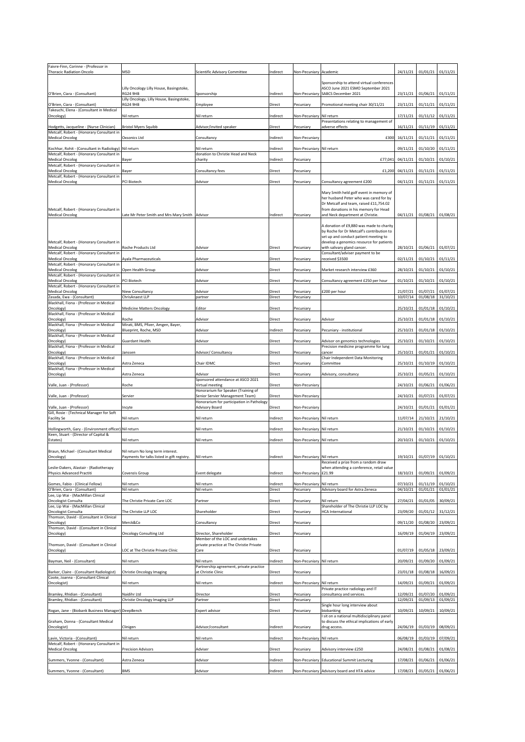| Faivre-Finn, Corinne - (Professor in Thoracic Radiation Oncolo | MSD | Scientific Advisory Committee | Indirect | Non-Pecuniary | Academic | 24/11/21 | 01/01/21 | 01/11/21 |
|---|---|---|---|---|---|---|---|---|
| O'Brien, Ciara - (Consultant) | Lilly Oncology Lilly House, Basingstoke, RG24 9HB | Sponsorship | Indirect | Non-Pecuniary | Sponsorship to attend virtual conferences ASCO June 2021 ESMO September 2021 SABCS December 2021 | 23/11/21 | 01/06/21 | 01/11/21 |
| O'Brien, Ciara - (Consultant) | Lilly Oncology, Lilly House, Basingstoke, RG24 9HB | Employee | Direct | Pecuniary | Promotional meeting chair 30/11/21 | 23/11/21 | 01/11/21 | 01/11/21 |
| Takeuchi, Elena - (Consultant in Medical Oncology) | Nil return | Nil return | Indirect | Non-Pecuniary | Nil return | 17/11/21 | 01/11/12 | 01/11/21 |
| Hodgetts, Jacqueline - (Nurse Clinician) | Bristol Myers Squibb | Advisor/invited speaker | Direct | Pecuniary | Presentations relating to management of adverse effects | 16/11/21 | 01/11/19 | 01/11/21 |
| Metcalf, Robert - (Honorary Consultant in Medical Oncolog | Oxsonics Ltd | Consultancy | Indirect | Non-Pecuniary | £300 | 16/11/21 | 01/11/21 | 01/11/21 |
| Kochhar, Rohit - (Consultant in Radiology) | Nil return | Nil return | Indirect | Non-Pecuniary | Nil return | 09/11/21 | 01/10/20 | 01/11/21 |
| Metcalf, Robert - (Honorary Consultant in Medical Oncolog | Bayer | donation to Christie Head and Neck charity | Indirect | Pecuniary | £77,041 | 04/11/21 | 01/10/21 | 01/10/21 |
| Metcalf, Robert - (Honorary Consultant in Medical Oncolog | Bayer | Consultancy fees | Direct | Pecuniary | £1,200 | 04/11/21 | 01/11/21 | 01/11/21 |
| Metcalf, Robert - (Honorary Consultant in Medical Oncolog | PCI Biotech | Advisor | Direct | Pecuniary | Consultancy agreement £200 | 04/11/21 | 01/11/21 | 01/11/21 |
| Metcalf, Robert - (Honorary Consultant in Medical Oncolog | Late Mr Peter Smith and Mrs Mary Smith | Advisor | Indirect | Pecuniary | Mary Smith held golf event in memory of her husband Peter who was cared for by Dr Metcalf and team, raised £11,754.02 from donations in his memory for Head and Neck department at Christie. | 04/11/21 | 01/08/21 | 01/08/21 |
| Metcalf, Robert - (Honorary Consultant in Medical Oncolog | Roche Products Ltd | Advisor | Direct | Pecuniary | A donation of £9,880 was made to charity by Roche for Dr Metcalf's contribution to set up and conduct patient meeting to develop a genomics resource for patients with salivary gland cancer. | 28/10/21 | 01/06/21 | 01/07/21 |
| Metcalf, Robert - (Honorary Consultant in Medical Oncolog | Ayala Pharmaceuticals | Advisor | Direct | Pecuniary | Consultant/adviser payment to be received $3500 | 02/11/21 | 01/10/21 | 01/11/21 |
| Metcalf, Robert - (Honorary Consultant in Medical Oncolog | Open Health Group | Advisor | Direct | Pecuniary | Market research interview £360 | 28/10/21 | 01/10/21 | 01/10/21 |
| Metcalf, Robert - (Honorary Consultant in Medical Oncolog | PCI Biotech | Advisor | Direct | Pecuniary | Consultancy agreement £250 per hour | 01/10/21 | 01/10/21 | 01/10/21 |
| Metcalf, Robert - (Honorary Consultant in Medical Oncolog | Niew Consultancy | Advisor | Direct | Pecuniary | £200 per hour | 21/07/21 | 01/07/21 | 01/07/21 |
| Zasada, Ewa - (Consultant) | ChrisAnaest LLP | partner | Direct | Pecuniary | | 10/07/14 | 01/08/18 | 31/10/21 |
| Blackhall, Fiona - (Professor in Medical Oncology) | Medicine Matters Oncology | Editor | Direct | Pecuniary | | 25/10/21 | 01/01/18 | 01/10/21 |
| Blackhall, Fiona - (Professor in Medical Oncology) | Roche | Advisor | Direct | Pecuniary | Advisor | 25/10/21 | 01/01/18 | 01/10/21 |
| Blackhall, Fiona - (Professor in Medical Oncology) | Mirati, BMS, Pfizer, Amgen, Bayer, Blueprint, Roche, MSD | Advisor | Indirect | Pecuniary | Pecuniary - institutional | 25/10/21 | 01/01/18 | 01/10/21 |
| Blackhall, Fiona - (Professor in Medical Oncology) | Guardant Health | Advisor | Direct | Pecuniary | Advisor on genomics technologies | 25/10/21 | 01/10/21 | 01/10/21 |
| Blackhall, Fiona - (Professor in Medical Oncology) | Janssen | Advisor/ Consultancy | Direct | Pecuniary | Precision medicine programme for lung cancer | 25/10/21 | 01/01/21 | 01/10/21 |
| Blackhall, Fiona - (Professor in Medical Oncology) | Astra Zeneca | Chair IDMC | Direct | Pecuniary | Chair Independent Data Monitoring Committee | 25/10/21 | 01/10/19 | 01/10/21 |
| Blackhall, Fiona - (Professor in Medical Oncology) | Astra Zeneca | Advisor | Direct | Pecuniary | Advisory, consultancy | 25/10/21 | 01/05/21 | 01/10/21 |
| Valle, Juan - (Professor) | Roche | Sponsored attendance at ASCO 2021 Virtual meeting | Direct | Non-Pecuniary | | 24/10/21 | 01/06/21 | 01/06/21 |
| Valle, Juan - (Professor) | Servier | Honorarium for Speaker (Training of Senior Servier Management Team) | Direct | Non-Pecuniary | | 24/10/21 | 01/07/21 | 01/07/21 |
| Valle, Juan - (Professor) | Incyte | Honorarium for participation in Pathology Advisory Board | Direct | Non-Pecuniary | | 24/10/21 | 01/01/21 | 01/01/21 |
| Gill, Rosie - (Technical Manager for Soft Facility Se | Nil return | Nil return | Indirect | Non-Pecuniary | Nil return | 11/07/14 | 21/10/21 | 21/10/21 |
| Hollingworth, Gary - (Environment officer) | Nil return | Nil return | Indirect | Non-Pecuniary | Nil return | 21/10/21 | 01/10/21 | 01/10/21 |
| Keen, Stuart - (Director of Capital & Estates) | Nil return | Nil return | Indirect | Non-Pecuniary | Nil return | 20/10/21 | 01/10/21 | 01/10/21 |
| Braun, Michael - (Consultant Medical Oncology) | Nil return No long term interest. Payments for talks listed in gift registry. | Nil return | Indirect | Non-Pecuniary | Nil return | 19/10/21 | 01/07/19 | 01/10/21 |
| Leslie-Dakers, Alastair - (Radiotherapy Physics Advanced Practiti | Covenzis Group | Event delegate | Indirect | Non-Pecuniary | Received a prize from a random draw when attending a conference, retail value £21.99 | 18/10/21 | 01/09/21 | 01/09/21 |
| Gomes, Fabio - (Clinical Fellow) | Nil return | Nil return | Indirect | Non-Pecuniary | Nil return | 07/10/21 | 01/11/19 | 01/10/21 |
| O'Brien, Ciara - (Consultant) | Nil return | Nil return | Direct | Pecuniary | Advisory board for Astra Zeneca | 04/10/21 | 01/01/21 | 01/01/21 |
| Lee, Lip Wai - (MacMillan Clinical Oncologist Consulta | The Christie Private Care LOC | Partner | Direct | Pecuniary | Nil return | 27/04/21 | 01/01/05 | 30/09/21 |
| Lee, Lip Wai - (MacMillan Clinical Oncologist Consulta | The Christie LLP LOC | Shareholder | Direct | Pecuniary | Shareholder of The Christie LLP LOC by HCA International | 23/09/20 | 01/01/12 | 31/12/21 |
| Thomson, David - (Consultant in Clinical Oncology) | Merck&Co | Consultancy | Direct | Pecuniary | | 09/11/20 | 01/08/20 | 23/09/21 |
| Thomson, David - (Consultant in Clinical Oncology) | Oncology Consulting Ltd | Director, Shareholder | Direct | Pecuniary | | 16/09/19 | 01/04/19 | 23/09/21 |
| Thomson, David - (Consultant in Clinical Oncology) | LOC at The Christie Private Clinic | Member of the LOC and undertakes private practice at The Christie Private Care | Direct | Pecuniary | | 01/07/19 | 01/05/18 | 23/09/21 |
| Bayman, Neil - (Consultant) | Nil return | Nil return | Indirect | Non-Pecuniary | Nil return | 20/09/21 | 01/09/20 | 01/09/21 |
| Barker, Claire - (Consultant Radiologist) | Christie Oncology Imaging | Partnership agreement, private practice at Christie Clinic | Direct | Pecuniary | | 23/01/18 | 01/08/18 | 16/09/21 |
| Coote, Joanna - (Consultant Clinical Oncologist) | Nil return | Nil return | Indirect | Non-Pecuniary | Nil return | 14/09/21 | 01/09/21 | 01/09/21 |
| Bramley, Rhidian - (Consultant) | Naidihr Ltd | Director | Direct | Pecuniary | Private practice radiology and IT consultancy and services. | 12/09/21 | 01/07/20 | 01/09/21 |
| Bramley, Rhidian - (Consultant) | Christie Oncology Imaging LLP | Partner | Direct | Pecuniary | | 12/09/21 | 01/09/13 | 01/09/21 |
| Rogan, Jane - (Biobank Business Manager) | DeepBench | Expert advisor | Direct | Pecuniary | Single hour long interview about biobanking | 10/09/21 | 10/09/21 | 10/09/21 |
| Graham, Donna - (Consultant Medical Oncologist) | Clinigen | Advisor/consultant | Indirect | Pecuniary | I sit on a national multidisciplinary panel to discuss the ethical implications of early drug access. | 24/06/19 | 01/03/19 | 08/09/21 |
| Lavin, Victoria - (Consultant) | Nil return | Nil return | Indirect | Non-Pecuniary | Nil return | 06/08/19 | 01/03/19 | 07/09/21 |
| Metcalf, Robert - (Honorary Consultant in Medical Oncolog | Precision Advisors | Adviser | Direct | Pecuniary | Advisory interview £250 | 24/08/21 | 01/08/21 | 01/08/21 |
| Summers, Yvonne - (Consultant) | Astra Zeneca | Advisor | Indirect | Non-Pecuniary | Educational Summit Lecturing | 17/08/21 | 01/06/21 | 01/06/21 |
| Summers, Yvonne - (Consultant) | BMS | Advisor | Indirect | Non-Pecuniary | Advisory board and HTA advice | 17/08/21 | 01/05/21 | 01/06/21 |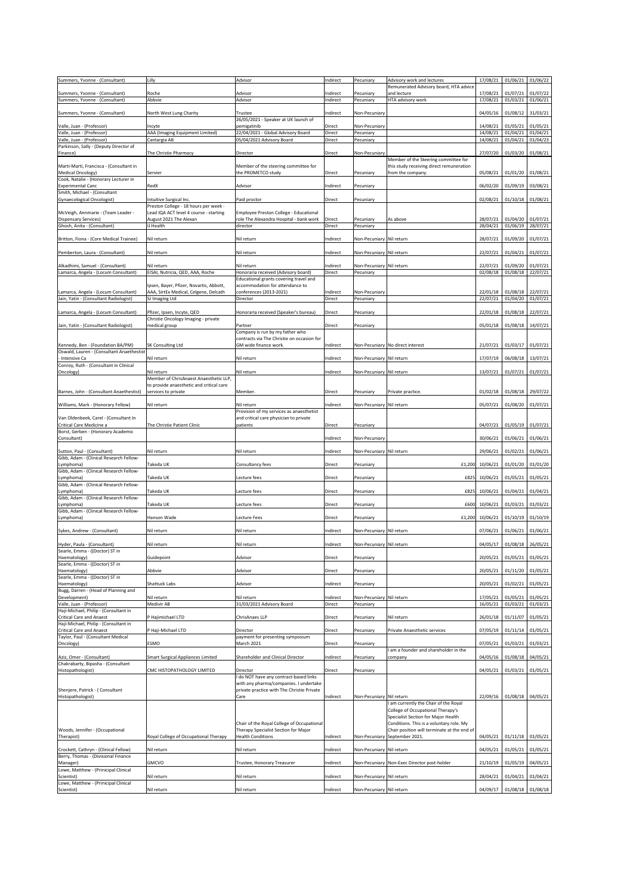| | | | | | | | | |
|---|---|---|---|---|---|---|---|---|
| Summers, Yvonne - (Consultant) | Lilly | Advisor | Indirect | Pecuniary | Advisory work and lectures | 17/08/21 | 01/06/21 | 01/06/22 |
| Summers, Yvonne - (Consultant) | Roche | Advisor | Indirect | Pecuniary | Remunerated Advisory board, HTA advice and lecture | 17/08/21 | 01/07/21 | 01/07/22 |
| Summers, Yvonne - (Consultant) | Abbvie | Advisor | Indirect | Pecuniary | HTA advisory work | 17/08/21 | 01/03/21 | 01/06/21 |
| Summers, Yvonne - (Consultant) | North West Lung Charity | Trustee | Indirect | Non-Pecuniary | | 04/05/16 | 01/08/12 | 31/03/21 |
| Valle, Juan - (Professor) | Incyte | 26/05/2021 - Speaker at UK launch of pemigatinib | Direct | Non-Pecuniary | | 14/08/21 | 01/05/21 | 01/05/21 |
| Valle, Juan - (Professor) | AAA (Imaging Equipment Limited) | 22/04/2021 - Global Advisory Board | Direct | Pecuniary | | 14/08/21 | 01/04/21 | 01/04/21 |
| Valle, Juan - (Professor) | Cantargia AB | 05/04/2021 Advisory Board | Direct | Pecuniary | | 14/08/21 | 01/04/21 | 01/04/23 |
| Parkinson, Sally - (Deputy Director of Finance) | The Christie Pharmacy | Director | Direct | Non-Pecuniary | | 27/07/20 | 01/03/20 | 01/08/21 |
| Marti-Marti, Francisca - (Consultant in Medical Oncology) | Servier | Member of the steering committee for the PROMETCO study | Direct | Pecuniary | Member of the Steering committee for this study receiving direct remuneration from the company. | 05/08/21 | 01/01/20 | 01/08/21 |
| Cook, Natalie - (Honorary Lecturer in Experimental Canc | RedX | Advisor | Indirect | Pecuniary | | 06/02/20 | 01/09/19 | 03/08/21 |
| Smith, Michael - (Consultant Gynaecological Oncologist) | Intuitive Surgical Inc. | Paid proctor | Direct | Pecuniary | | 02/08/21 | 01/10/18 | 01/08/21 |
| McVeigh, Annmarie - (Team Leader - Dispensary Services) | Preston College - 18 hours per week - Lead IQA ACT level 4 course - starting August 2021 The Alexan | Employee Preston College - Educational role The Alexandra Hospital - bank work | Direct | Pecuniary | As above | 28/07/21 | 01/04/20 | 01/07/21 |
| Ghosh, Anita - (Consultant) | IJ Health | director | Direct | Pecuniary | | 28/04/21 | 01/06/19 | 28/07/21 |
| Britton, Fiona - (Core Medical Trainee) | Nil return | Nil return | Indirect | Non-Pecuniary | Nil return | 28/07/21 | 01/09/20 | 01/07/21 |
| Pemberton, Laura - (Consultant) | Nil return | Nil return | Indirect | Non-Pecuniary | Nil return | 22/07/21 | 01/04/21 | 01/07/21 |
| Alkadhimi, Samuel - (Consultant) | Nil return | Nil return | Indirect | Non-Pecuniary | Nil return | 22/07/21 | 01/09/20 | 01/07/21 |
| Lamarca, Angela - (Locum Consultant) | EISAI, Nutricia, QED, AAA, Roche | Honoraria received (Advisory board) | Direct | Pecuniary | | 02/08/18 | 01/08/18 | 22/07/21 |
| Lamarca, Angela - (Locum Consultant) | Ipsen, Bayer, Pfizer, Novartis, Abbott, AAA, SirtEx Medical, Celgene, Delcath | Educational grants covering travel and accommodation for attendance to conferences (2013-2021) | Indirect | Non-Pecuniary | | 22/01/18 | 01/08/18 | 22/07/21 |
| Jain, Yatin - (Consultant Radiologist) | SJ Imaging Ltd | Director | Direct | Pecuniary | | 22/07/21 | 01/04/20 | 01/07/21 |
| Lamarca, Angela - (Locum Consultant) | Pfizer, Ipsen, Incyte, QED | Honoraria received (Speaker's bureau) | Direct | Pecuniary | | 22/01/18 | 01/08/18 | 22/07/21 |
| Jain, Yatin - (Consultant Radiologist) | Christie Oncology Imaging - private medical group | Partner | Direct | Pecuniary | | 05/01/18 | 01/08/18 | 14/07/21 |
| Kennedy, Ben - (Foundation BA/PM) | SK Consulting Ltd | Company is run by my father who contracts via The Christie on occasion for GM wide finance work. | Indirect | Non-Pecuniary | No direct interest | 21/07/21 | 01/03/17 | 01/07/21 |
| Oswald, Lauren - (Consultant Anaesthetist - Intensive Ca | Nil return | Nil return | Indirect | Non-Pecuniary | Nil return | 17/07/19 | 06/08/18 | 13/07/21 |
| Conroy, Ruth - (Consultant in Clinical Oncology) | Nil return | Nil return | Indirect | Non-Pecuniary | Nil return | 13/07/21 | 01/07/21 | 01/07/21 |
| Barnes, John - (Consultant Anaesthetist) | Member of ChrisAnaest Anaesthetic LLP, to provide anaesthetic and critical care services to private | Member. | Direct | Pecuniary | Private practice. | 01/02/18 | 01/08/18 | 29/07/22 |
| Williams, Mark - (Honorary Fellow) | Nil return | Nil return | Indirect | Non-Pecuniary | Nil return | 05/07/21 | 01/08/20 | 01/07/21 |
| Van Oldenbeek, Carel - (Consultant In Critical Care Medicine a | The Christie Patient Clinic | Provision of my services as anaesthetist and critical care physician to private patients | Direct | Pecuniary | | 04/07/21 | 01/05/19 | 01/07/21 |
| Borst, Gerben - (Honorary Academic Consultant) | | | Indirect | Non-Pecuniary | | 30/06/21 | 01/06/21 | 01/06/21 |
| Sutton, Paul - (Consultant) | Nil return | Nil return | Indirect | Non-Pecuniary | Nil return | 29/06/21 | 01/02/21 | 01/06/21 |
| Gibb, Adam - (Clinical Research Fellow-Lymphoma) | Takeda UK | Consultancy fees | Direct | Pecuniary | £1,200 | 10/06/21 | 01/01/20 | 01/01/20 |
| Gibb, Adam - (Clinical Research Fellow-Lymphoma) | Takeda UK | Lecture fees | Direct | Pecuniary | £825 | 10/06/21 | 01/05/21 | 01/05/21 |
| Gibb, Adam - (Clinical Research Fellow-Lymphoma) | Takeda UK | Lecture fees | Direct | Pecuniary | £825 | 10/06/21 | 01/04/21 | 01/04/21 |
| Gibb, Adam - (Clinical Research Fellow-Lymphoma) | Takeda UK | Lecture fees | Direct | Pecuniary | £600 | 10/06/21 | 01/03/21 | 01/03/21 |
| Gibb, Adam - (Clinical Research Fellow-Lymphoma) | Hanson Wade | Lecture Fees | Direct | Pecuniary | £1,200 | 10/06/21 | 01/10/19 | 01/10/19 |
| Sykes, Andrew - (Consultant) | Nil return | Nil return | Indirect | Non-Pecuniary | Nil return | 07/06/21 | 01/06/21 | 01/06/21 |
| Hyder, Paula - (Consultant) | Nil return | Nil return | Indirect | Non-Pecuniary | Nil return | 04/05/17 | 01/08/18 | 26/05/21 |
| Searle, Emma - ((Doctor) ST in Haematology) | Guidepoint | Advisor | Direct | Pecuniary | | 20/05/21 | 01/05/21 | 01/05/21 |
| Searle, Emma - ((Doctor) ST in Haematology) | Abbvie | Advisor | Direct | Pecuniary | | 20/05/21 | 01/11/20 | 01/05/21 |
| Searle, Emma - ((Doctor) ST in Haematology) | Shattuck Labs | Advisor | Indirect | Pecuniary | | 20/05/21 | 01/02/21 | 01/05/21 |
| Bugg, Darren - (Head of Planning and Development) | Nil return | Nil return | Indirect | Non-Pecuniary | Nil return | 17/05/21 | 01/05/21 | 01/05/21 |
| Valle, Juan - (Professor) | Medivir AB | 31/03/2021 Advisory Board | Direct | Pecuniary | | 16/05/21 | 01/03/21 | 01/03/21 |
| Haji-Michael, Philip - (Consultant in Critical Care and Anaest | P Hajimichael LTD | ChrisAnaes LLP | Direct | Pecuniary | Nil return | 26/01/18 | 01/11/07 | 01/05/21 |
| Haji-Michael, Philip - (Consultant in Critical Care and Anaest | P Haji-Michael LTD | Director | Direct | Pecuniary | Private Anaesthetic services | 07/05/19 | 01/11/14 | 01/05/21 |
| Taylor, Paul - (Consultant Medical Oncology) | ESMO | payment for presenting symposium March 2021 | Direct | Pecuniary | | 07/05/21 | 01/03/21 | 01/03/21 |
| Aziz, Omer - (Consultant) | Smart Surgical Appliances Limited | Shareholder and Clinical Director | Indirect | Pecuniary | I am a founder and shareholder in the company | 04/05/16 | 01/08/18 | 04/05/21 |
| Chakrabarty, Bipasha - (Consultant Histopathologist) | CMC HISTOPATHOLOGY LIMITED | Director | Direct | Pecuniary | | 04/05/21 | 01/03/21 | 01/05/21 |
| Shenjere, Patrick - ( Consultant Histopathologist) | | I do NOT have any contract-based links with any pharma/companies. I undertake private practice with The Christie Private Care | Indirect | Non-Pecuniary | Nil return | 22/09/16 | 01/08/18 | 04/05/21 |
| Woods, Jennifer - (Occupational Therapist) | Royal College of Occupational Therapy | Chair of the Royal College of Occupational Therapy Specialist Section for Major Health Conditions | Indirect | Non-Pecuniary | I am currently the Chair of the Royal College of Occupational Therapy's Specialist Section for Major Health Conditions. This is a voluntary role. My Chair position will terminate at the end of September 2021. | 04/05/21 | 01/11/18 | 01/05/21 |
| Crockett, Cathryn - (Clinical Fellow) | Nil return | Nil return | Indirect | Non-Pecuniary | Nil return | 04/05/21 | 01/05/21 | 01/05/21 |
| Berry, Thomas - (Divisional Finance Manager) | GMCVO | Trustee, Honorary Treasurer | Indirect | Non-Pecuniary | Non-Exec Director post-holder | 21/10/19 | 01/05/19 | 04/05/21 |
| Lowe, Matthew - (Prinicipal Clinical Scientist) | Nil return | Nil return | Indirect | Non-Pecuniary | Nil return | 28/04/21 | 01/04/21 | 01/04/21 |
| Lowe, Matthew - (Prinicipal Clinical Scientist) | Nil return | Nil return | Indirect | Non-Pecuniary | Nil return | 04/09/17 | 01/08/18 | 01/08/18 |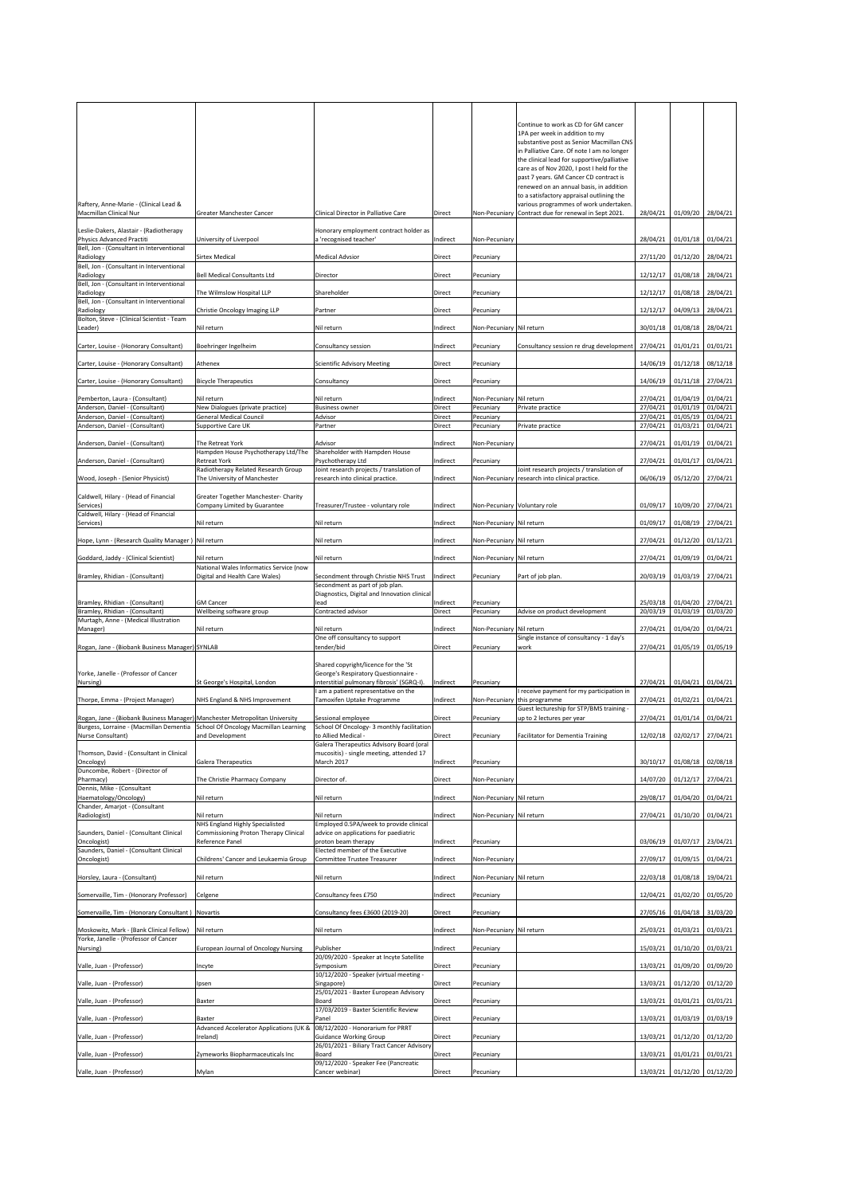| | | | | | | | | |
|---|---|---|---|---|---|---|---|---|
| Raftery, Anne-Marie - (Clinical Lead & Macmillan Clinical Nur | Greater Manchester Cancer | Clinical Director in Palliative Care | Direct | Non-Pecuniary | Continue to work as CD for GM cancer 1PA per week in addition to my substantive post as Senior Macmillan CNS in Palliative Care. Of note I am no longer the clinical lead for supportive/palliative care as of Nov 2020, I post I held for the past 7 years. GM Cancer CD contract is renewed on an annual basis, in addition to a satisfactory appraisal outlining the various programmes of work undertaken. Contract due for renewal in Sept 2021. | 28/04/21 | 01/09/20 | 28/04/21 |
| Leslie-Dakers, Alastair - (Radiotherapy Physics Advanced Practiti | University of Liverpool | Honorary employment contract holder as a 'recognised teacher' | Indirect | Non-Pecuniary | | 28/04/21 | 01/01/18 | 01/04/21 |
| Bell, Jon - (Consultant in Interventional Radiology | Sirtex Medical | Medical Advsior | Direct | Pecuniary | | 27/11/20 | 01/12/20 | 28/04/21 |
| Bell, Jon - (Consultant in Interventional Radiology | Bell Medical Consultants Ltd | Director | Direct | Pecuniary | | 12/12/17 | 01/08/18 | 28/04/21 |
| Bell, Jon - (Consultant in Interventional Radiology | The Wilmslow Hospital LLP | Shareholder | Direct | Pecuniary | | 12/12/17 | 01/08/18 | 28/04/21 |
| Bell, Jon - (Consultant in Interventional Radiology | Christie Oncology Imaging LLP | Partner | Direct | Pecuniary | | 12/12/17 | 04/09/13 | 28/04/21 |
| Bolton, Steve - (Clinical Scientist - Team Leader) | Nil return | Nil return | Indirect | Non-Pecuniary | Nil return | 30/01/18 | 01/08/18 | 28/04/21 |
| Carter, Louise - (Honorary Consultant) | Boehringer Ingelheim | Consultancy session | Indirect | Pecuniary | Consultancy session re drug development | 27/04/21 | 01/01/21 | 01/01/21 |
| Carter, Louise - (Honorary Consultant) | Athenex | Scientific Advisory Meeting | Direct | Pecuniary | | 14/06/19 | 01/12/18 | 08/12/18 |
| Carter, Louise - (Honorary Consultant) | Bicycle Therapeutics | Consultancy | Direct | Pecuniary | | 14/06/19 | 01/11/18 | 27/04/21 |
| Pemberton, Laura - (Consultant) | Nil return | Nil return | Indirect | Non-Pecuniary | Nil return | 27/04/21 | 01/04/19 | 01/04/21 |
| Anderson, Daniel - (Consultant) | New Dialogues (private practice) | Business owner | Direct | Pecuniary | Private practice | 27/04/21 | 01/01/19 | 01/04/21 |
| Anderson, Daniel - (Consultant) | General Medical Council | Advisor | Direct | Pecuniary | | 27/04/21 | 01/05/19 | 01/04/21 |
| Anderson, Daniel - (Consultant) | Supportive Care UK | Partner | Direct | Pecuniary | Private practice | 27/04/21 | 01/03/21 | 01/04/21 |
| Anderson, Daniel - (Consultant) | The Retreat York | Advisor | Indirect | Non-Pecuniary | | 27/04/21 | 01/01/19 | 01/04/21 |
| Anderson, Daniel - (Consultant) | Hampden House Psychotherapy Ltd/The Retreat York | Shareholder with Hampden House Psychotherapy Ltd | Indirect | Pecuniary | | 27/04/21 | 01/01/17 | 01/04/21 |
| Wood, Joseph - (Senior Physicist) | Radiotherapy Related Research Group The University of Manchester | Joint research projects / translation of research into clinical practice. | Indirect | Non-Pecuniary | Joint research projects / translation of research into clinical practice. | 06/06/19 | 05/12/20 | 27/04/21 |
| Caldwell, Hilary - (Head of Financial Services) | Greater Together Manchester- Charity Company Limited by Guarantee | Treasurer/Trustee - voluntary role | Indirect | Non-Pecuniary | Voluntary role | 01/09/17 | 10/09/20 | 27/04/21 |
| Caldwell, Hilary - (Head of Financial Services) | Nil return | Nil return | Indirect | Non-Pecuniary | Nil return | 01/09/17 | 01/08/19 | 27/04/21 |
| Hope, Lynn - (Research Quality Manager ) | Nil return | Nil return | Indirect | Non-Pecuniary | Nil return | 27/04/21 | 01/12/20 | 01/12/21 |
| Goddard, Jaddy - (Clinical Scientist) | Nil return | Nil return | Indirect | Non-Pecuniary | Nil return | 27/04/21 | 01/09/19 | 01/04/21 |
| Bramley, Rhidian - (Consultant) | National Wales Informatics Service (now Digital and Health Care Wales) | Secondment through Christie NHS Trust | Indirect | Pecuniary | Part of job plan. | 20/03/19 | 01/03/19 | 27/04/21 |
| Bramley, Rhidian - (Consultant) | GM Cancer | Secondment as part of job plan. Diagnostics, Digital and Innovation clinical lead | Indirect | Pecuniary | | 25/03/18 | 01/04/20 | 27/04/21 |
| Bramley, Rhidian - (Consultant) | Wellbeing software group | Contracted advisor | Direct | Pecuniary | Advise on product development | 20/03/19 | 01/03/19 | 01/03/20 |
| Murtagh, Anne - (Medical Illustration Manager) | Nil return | Nil return | Indirect | Non-Pecuniary | Nil return | 27/04/21 | 01/04/20 | 01/04/21 |
| Rogan, Jane - (Biobank Business Manager) | SYNLAB | One off consultancy to support tender/bid | Direct | Pecuniary | Single instance of consultancy - 1 day's work | 27/04/21 | 01/05/19 | 01/05/19 |
| Yorke, Janelle - (Professor of Cancer Nursing) | St George's Hospital, London | Shared copyright/licence for the 'St George's Respiratory Questionnaire - interstitial pulmonary fibrosis' (SGRQ-I). | Indirect | Pecuniary | | 27/04/21 | 01/04/21 | 01/04/21 |
| Thorpe, Emma - (Project Manager) | NHS England & NHS Improvement | I am a patient representative on the Tamoxifen Uptake Programme | Indirect | Non-Pecuniary | I receive payment for my participation in this programme | 27/04/21 | 01/02/21 | 01/04/21 |
| Rogan, Jane - (Biobank Business Manager) | Manchester Metropolitan University | Sessional employee | Direct | Pecuniary | Guest lectureship for STP/BMS training - up to 2 lectures per year | 27/04/21 | 01/01/14 | 01/04/21 |
| Burgess, Lorraine - (Macmillan Dementia Nurse Consultant) | School Of Oncology Macmillan Learning and Development | School Of Oncology- 3 monthly facilitation to Allied Medical - | Direct | Pecuniary | Facilitator for Dementia Training | 12/02/18 | 02/02/17 | 27/04/21 |
| Thomson, David - (Consultant in Clinical Oncology) | Galera Therapeutics | Galera Therapeutics Advisory Board (oral mucositis) - single meeting, attended 17 March 2017 | Indirect | Pecuniary | | 30/10/17 | 01/08/18 | 02/08/18 |
| Duncombe, Robert - (Director of Pharmacy) | The Christie Pharmacy Company | Director of. | Direct | Non-Pecuniary | | 14/07/20 | 01/12/17 | 27/04/21 |
| Dennis, Mike - (Consultant Haematology/Oncology) | Nil return | Nil return | Indirect | Non-Pecuniary | Nil return | 29/08/17 | 01/04/20 | 01/04/21 |
| Chander, Amarjot - (Consultant Radiologist) | Nil return | Nil return | Indirect | Non-Pecuniary | Nil return | 27/04/21 | 01/10/20 | 01/04/21 |
| Saunders, Daniel - (Consultant Clinical Oncologist) | NHS England Highly Specialisted Commissioning Proton Therapy Clinical Reference Panel | Employed 0.5PA/week to provide clinical advice on applications for paediatric proton beam therapy | Indirect | Pecuniary | | 03/06/19 | 01/07/17 | 23/04/21 |
| Saunders, Daniel - (Consultant Clinical Oncologist) | Childrens' Cancer and Leukaemia Group | Elected member of the Executive Committee Trustee Treasurer | Indirect | Non-Pecuniary | | 27/09/17 | 01/09/15 | 01/04/21 |
| Horsley, Laura - (Consultant) | Nil return | Nil return | Indirect | Non-Pecuniary | Nil return | 22/03/18 | 01/08/18 | 19/04/21 |
| Somervaille, Tim - (Honorary Professor) | Celgene | Consultancy fees £750 | Indirect | Pecuniary | | 12/04/21 | 01/02/20 | 01/05/20 |
| Somervaille, Tim - (Honorary Consultant ) | Novartis | Consultancy fees £3600 (2019-20) | Direct | Pecuniary | | 27/05/16 | 01/04/18 | 31/03/20 |
| Moskowitz, Mark - (Bank Clinical Fellow) | Nil return | Nil return | Indirect | Non-Pecuniary | Nil return | 25/03/21 | 01/03/21 | 01/03/21 |
| Yorke, Janelle - (Professor of Cancer Nursing) | European Journal of Oncology Nursing | Publisher | Indirect | Pecuniary | | 15/03/21 | 01/10/20 | 01/03/21 |
| Valle, Juan - (Professor) | Incyte | 20/09/2020 - Speaker at Incyte Satellite Symposium | Direct | Pecuniary | | 13/03/21 | 01/09/20 | 01/09/20 |
| Valle, Juan - (Professor) | Ipsen | 10/12/2020 - Speaker (virtual meeting - Singapore) | Direct | Pecuniary | | 13/03/21 | 01/12/20 | 01/12/20 |
| Valle, Juan - (Professor) | Baxter | 25/01/2021 - Baxter European Advisory Board | Direct | Pecuniary | | 13/03/21 | 01/01/21 | 01/01/21 |
| Valle, Juan - (Professor) | Baxter | 17/03/2019 - Baxter Scientific Review Panel | Direct | Pecuniary | | 13/03/21 | 01/03/19 | 01/03/19 |
| Valle, Juan - (Professor) | Advanced Accelerator Applications (UK & Ireland) | 08/12/2020 - Honorarium for PRRT Guidance Working Group | Direct | Pecuniary | | 13/03/21 | 01/12/20 | 01/12/20 |
| Valle, Juan - (Professor) | Zymeworks Biopharmaceuticals Inc | 26/01/2021 - Biliary Tract Cancer Advisory Board | Direct | Pecuniary | | 13/03/21 | 01/01/21 | 01/01/21 |
| Valle, Juan - (Professor) | Mylan | 09/12/2020 - Speaker Fee (Pancreatic Cancer webinar) | Direct | Pecuniary | | 13/03/21 | 01/12/20 | 01/12/20 |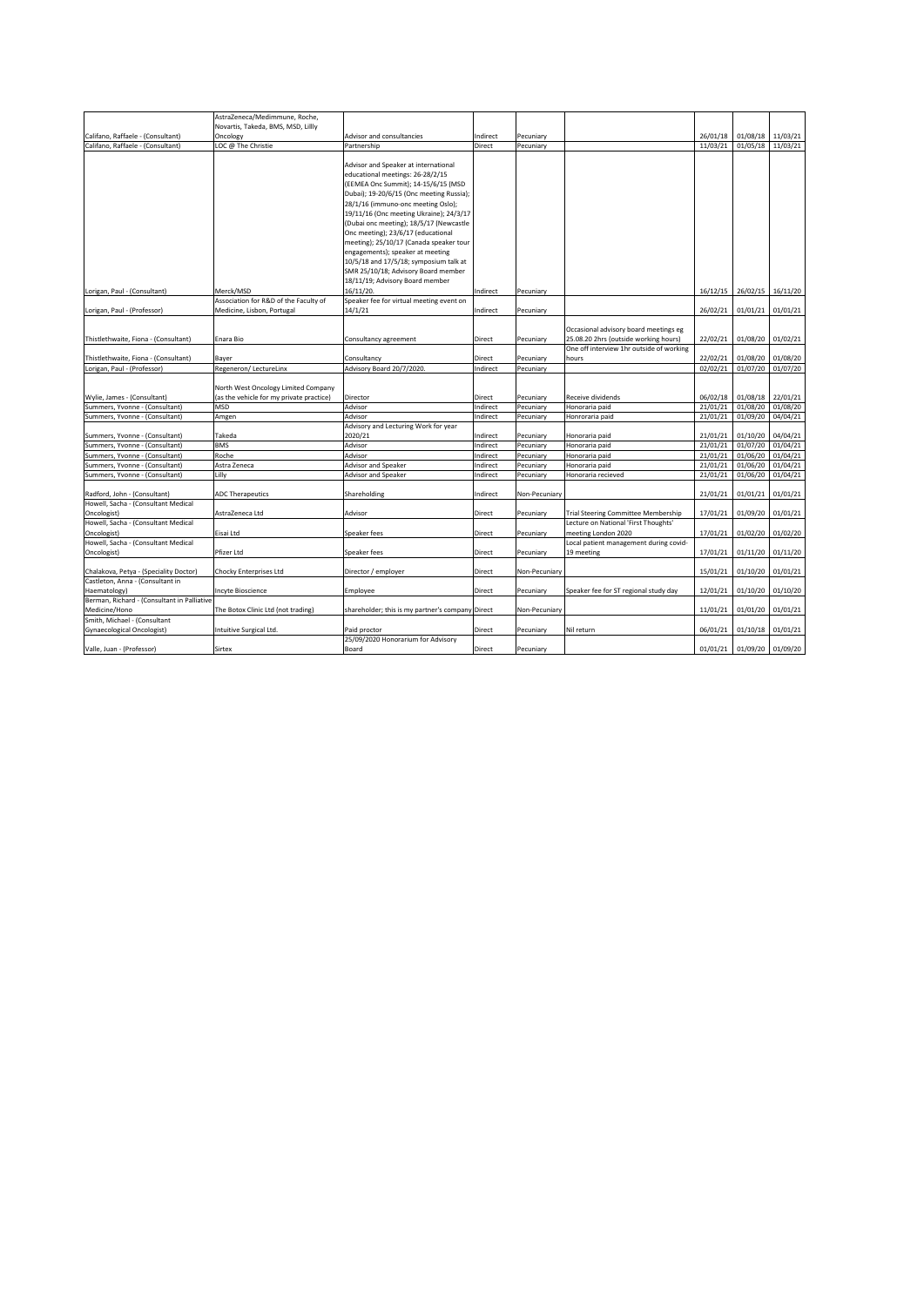| | | | | | | | | |
|---|---|---|---|---|---|---|---|---|
| Califano, Raffaele - (Consultant) | AstraZeneca/Medimmune, Roche, Novartis, Takeda, BMS, MSD, Lillly Oncology | Advisor and consultancies | Indirect | Pecuniary | | 26/01/18 | 01/08/18 | 11/03/21 |
| Califano, Raffaele - (Consultant) | LOC @ The Christie | Partnership | Direct | Pecuniary | | 11/03/21 | 01/05/18 | 11/03/21 |
| Lorigan, Paul - (Consultant) | Merck/MSD | Advisor and Speaker at international educational meetings: 26-28/2/15 (EEMEA Onc Summit); 14-15/6/15 (MSD Dubai); 19-20/6/15 (Onc meeting Russia); 28/1/16 (immuno-onc meeting Oslo); 19/11/16 (Onc meeting Ukraine); 24/3/17 (Dubai onc meeting); 18/5/17 (Newcastle Onc meeting); 23/6/17 (educational meeting); 25/10/17 (Canada speaker tour engagements); speaker at meeting 10/5/18 and 17/5/18; symposium talk at SMR 25/10/18; Advisory Board member 18/11/19; Advisory Board member 16/11/20. | Indirect | Pecuniary | | 16/12/15 | 26/02/15 | 16/11/20 |
| Lorigan, Paul - (Professor) | Association for R&D of the Faculty of Medicine, Lisbon, Portugal | Speaker fee for virtual meeting event on 14/1/21 | Indirect | Pecuniary | | 26/02/21 | 01/01/21 | 01/01/21 |
| Thistlethwaite, Fiona - (Consultant) | Enara Bio | Consultancy agreement | Direct | Pecuniary | Occasional advisory board meetings eg 25.08.20 2hrs (outside working hours) | 22/02/21 | 01/08/20 | 01/02/21 |
| Thistlethwaite, Fiona - (Consultant) | Bayer | Consultancy | Direct | Pecuniary | One off interview 1hr outside of working hours | 22/02/21 | 01/08/20 | 01/08/20 |
| Lorigan, Paul - (Professor) | Regeneron/ LectureLinx | Advisory Board 20/7/2020. | Indirect | Pecuniary | | 02/02/21 | 01/07/20 | 01/07/20 |
| Wylie, James - (Consultant) | North West Oncology Limited Company (as the vehicle for my private practice) | Director | Direct | Pecuniary | Receive dividends | 06/02/18 | 01/08/18 | 22/01/21 |
| Summers, Yvonne - (Consultant) | MSD | Advisor | Indirect | Pecuniary | Honoraria paid | 21/01/21 | 01/08/20 | 01/08/20 |
| Summers, Yvonne - (Consultant) | Amgen | Advisor | Indirect | Pecuniary | Honroraria paid | 21/01/21 | 01/09/20 | 04/04/21 |
| Summers, Yvonne - (Consultant) | Takeda | Advisory and Lecturing Work for year 2020/21 | Indirect | Pecuniary | Honoraria paid | 21/01/21 | 01/10/20 | 04/04/21 |
| Summers, Yvonne - (Consultant) | BMS | Advisor | Indirect | Pecuniary | Honoraria paid | 21/01/21 | 01/07/20 | 01/04/21 |
| Summers, Yvonne - (Consultant) | Roche | Advisor | Indirect | Pecuniary | Honoraria paid | 21/01/21 | 01/06/20 | 01/04/21 |
| Summers, Yvonne - (Consultant) | Astra Zeneca | Advisor and Speaker | Indirect | Pecuniary | Honoraria paid | 21/01/21 | 01/06/20 | 01/04/21 |
| Summers, Yvonne - (Consultant) | Lilly | Advisor and Speaker | Indirect | Pecuniary | Honoraria recieved | 21/01/21 | 01/06/20 | 01/04/21 |
| Radford, John - (Consultant) | ADC Therapeutics | Shareholding | Indirect | Non-Pecuniary | | 21/01/21 | 01/01/21 | 01/01/21 |
| Howell, Sacha - (Consultant Medical Oncologist) | AstraZeneca Ltd | Advisor | Direct | Pecuniary | Trial Steering Committee Membership | 17/01/21 | 01/09/20 | 01/01/21 |
| Howell, Sacha - (Consultant Medical Oncologist) | Eisai Ltd | Speaker fees | Direct | Pecuniary | Lecture on National 'First Thoughts' meeting London 2020 | 17/01/21 | 01/02/20 | 01/02/20 |
| Howell, Sacha - (Consultant Medical Oncologist) | Pfizer Ltd | Speaker fees | Direct | Pecuniary | Local patient management during covid-19 meeting | 17/01/21 | 01/11/20 | 01/11/20 |
| Chalakova, Petya - (Speciality Doctor) | Chocky Enterprises Ltd | Director / employer | Direct | Non-Pecuniary | | 15/01/21 | 01/10/20 | 01/01/21 |
| Castleton, Anna - (Consultant in Haematology) | Incyte Bioscience | Employee | Direct | Pecuniary | Speaker fee for ST regional study day | 12/01/21 | 01/10/20 | 01/10/20 |
| Berman, Richard - (Consultant in Palliative Medicine/Hono | The Botox Clinic Ltd (not trading) | shareholder; this is my partner's company | Direct | Non-Pecuniary | | 11/01/21 | 01/01/20 | 01/01/21 |
| Smith, Michael - (Consultant Gynaecological Oncologist) | Intuitive Surgical Ltd. | Paid proctor | Direct | Pecuniary | Nil return | 06/01/21 | 01/10/18 | 01/01/21 |
| Valle, Juan - (Professor) | Sirtex | 25/09/2020 Honorarium for Advisory Board | Direct | Pecuniary | | 01/01/21 | 01/09/20 | 01/09/20 |